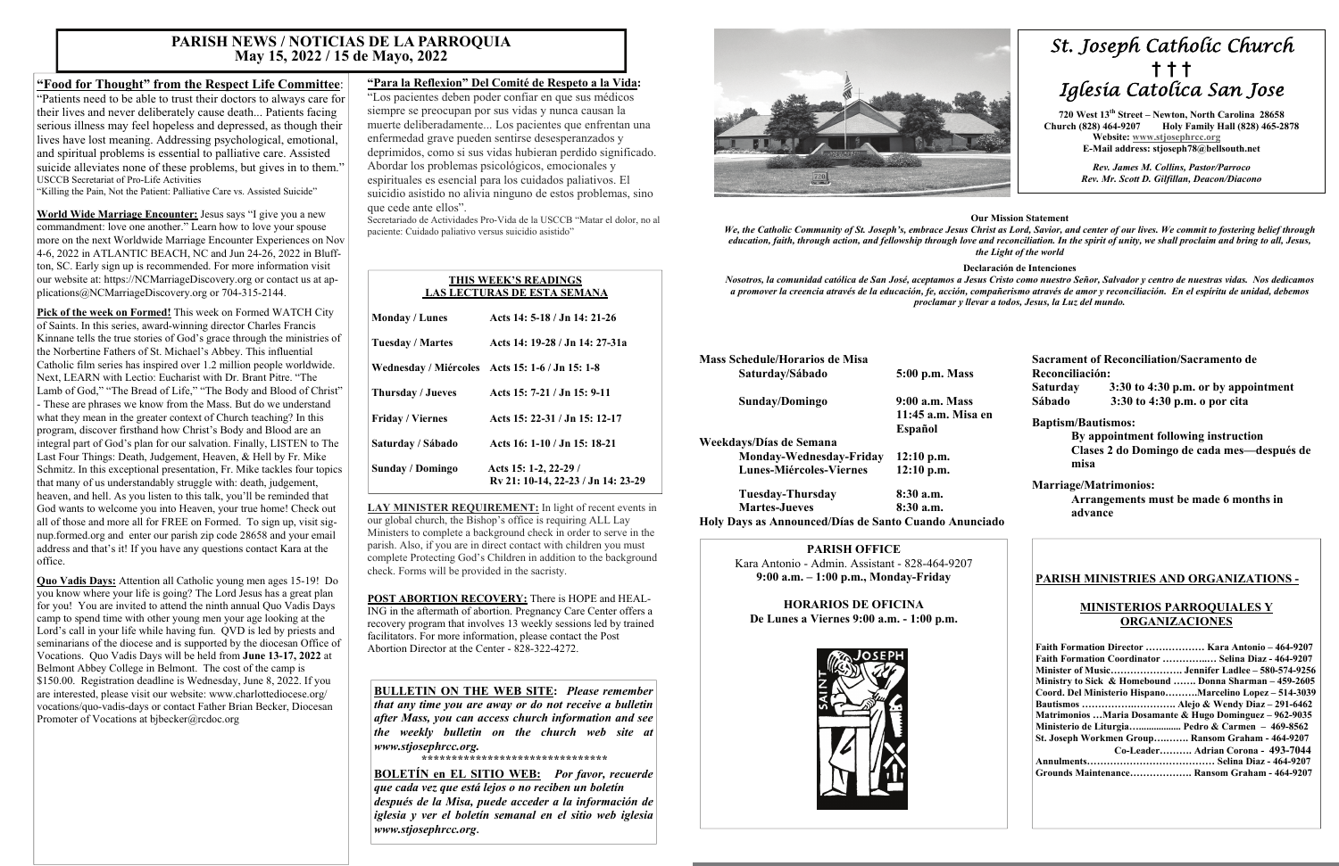# PARISH NEWS / NOTICIAS DE LA PARROQUIA
## May 15, 2022 / 15 de Mayo, 2022

**"Food for Thought" from the Respect Life Committee**: "Patients need to be able to trust their doctors to always care for their lives and never deliberately cause death... Patients facing serious illness may feel hopeless and depressed, as though their lives have lost meaning. Addressing psychological, emotional, and spiritual problems is essential to palliative care. Assisted suicide alleviates none of these problems, but gives in to them."
USCCB Secretariat of Pro-Life Activities
"Killing the Pain, Not the Patient: Palliative Care vs. Assisted Suicide"

**World Wide Marriage Encounter:** Jesus says "I give you a new commandment: love one another." Learn how to love your spouse more on the next Worldwide Marriage Encounter Experiences on Nov 4-6, 2022 in ATLANTIC BEACH, NC and Jun 24-26, 2022 in Bluffton, SC. Early sign up is recommended. For more information visit our website at: https://NCMarriageDiscovery.org or contact us at applications@NCMarriageDiscovery.org or 704-315-2144.

**Pick of the week on Formed!** This week on Formed WATCH City of Saints. In this series, award-winning director Charles Francis Kinnane tells the true stories of God's grace through the ministries of the Norbertine Fathers of St. Michael's Abbey. This influential Catholic film series has inspired over 1.2 million people worldwide. Next, LEARN with Lectio: Eucharist with Dr. Brant Pitre. "The Lamb of God," "The Bread of Life," "The Body and Blood of Christ" - These are phrases we know from the Mass. But do we understand what they mean in the greater context of Church teaching? In this program, discover firsthand how Christ's Body and Blood are an integral part of God's plan for our salvation. Finally, LISTEN to The Last Four Things: Death, Judgement, Heaven, & Hell by Fr. Mike Schmitz. In this exceptional presentation, Fr. Mike tackles four topics that many of us understandably struggle with: death, judgement, heaven, and hell. As you listen to this talk, you'll be reminded that God wants to welcome you into Heaven, your true home! Check out all of those and more all for FREE on Formed. To sign up, visit signup.formed.org and enter our parish zip code 28658 and your email address and that's it! If you have any questions contact Kara at the office.

**Quo Vadis Days:** Attention all Catholic young men ages 15-19! Do you know where your life is going? The Lord Jesus has a great plan for you! You are invited to attend the ninth annual Quo Vadis Days camp to spend time with other young men your age looking at the Lord's call in your life while having fun. QVD is led by priests and seminarians of the diocese and is supported by the diocesan Office of Vocations. Quo Vadis Days will be held from **June 13-17, 2022** at Belmont Abbey College in Belmont. The cost of the camp is $150.00. Registration deadline is Wednesday, June 8, 2022. If you are interested, please visit our website: www.charlottediocese.org/vocations/quo-vadis-days or contact Father Brian Becker, Diocesan Promoter of Vocations at bjbecker@rcdoc.org

**"Para la Reflexion" Del Comité de Respeto a la Vida:** "Los pacientes deben poder confiar en que sus médicos siempre se preocupan por sus vidas y nunca causan la muerte deliberadamente... Los pacientes que enfrentan una enfermedad grave pueden sentirse desesperanzados y deprimidos, como si sus vidas hubieran perdido significado. Abordar los problemas psicológicos, emocionales y espirituales es esencial para los cuidados paliativos. El suicidio asistido no alivia ninguno de estos problemas, sino que cede ante ellos".
Secretariado de Actividades Pro-Vida de la USCCB "Matar el dolor, no al paciente: Cuidado paliativo versus suicidio asistido"

### THIS WEEK'S READINGS / LAS LECTURAS DE ESTA SEMANA

| | |
|---|---|
| Monday / Lunes | Acts 14: 5-18 / Jn 14: 21-26 |
| Tuesday / Martes | Acts 14: 19-28 / Jn 14: 27-31a |
| Wednesday / Miércoles | Acts 15: 1-6 / Jn 15: 1-8 |
| Thursday / Jueves | Acts 15: 7-21 / Jn 15: 9-11 |
| Friday / Viernes | Acts 15: 22-31 / Jn 15: 12-17 |
| Saturday / Sábado | Acts 16: 1-10 / Jn 15: 18-21 |
| Sunday / Domingo | Acts 15: 1-2, 22-29 / Rv 21: 10-14, 22-23 / Jn 14: 23-29 |

**LAY MINISTER REQUIREMENT:** In light of recent events in our global church, the Bishop's office is requiring ALL Lay Ministers to complete a background check in order to serve in the parish. Also, if you are in direct contact with children you must complete Protecting God's Children in addition to the background check. Forms will be provided in the sacristy.

**POST ABORTION RECOVERY:** There is HOPE and HEALING in the aftermath of abortion. Pregnancy Care Center offers a recovery program that involves 13 weekly sessions led by trained facilitators. For more information, please contact the Post Abortion Director at the Center - 828-322-4272.

**BULLETIN ON THE WEB SITE:** *Please remember that any time you are away or do not receive a bulletin after Mass, you can access church information and see the weekly bulletin on the church web site at www.stjosephrcc.org.*

*******************************

**BOLETÍN en EL SITIO WEB:** *Por favor, recuerde que cada vez que está lejos o no reciben un boletín después de la Misa, puede acceder a la información de iglesia y ver el boletín semanal en el sitio web iglesia www.stjosephrcc.org.*

# St. Joseph Catholic Church
† † †
# Iglesia Católica San Jose

**720 West 13th Street – Newton, North Carolina 28658**
**Church (828) 464-9207 Holy Family Hall (828) 465-2878**
**Website: www.stjosephrcc.org**
**E-Mail address: stjoseph78@bellsouth.net**

*Rev. James M. Collins, Pastor/Parroco*
*Rev. Mr. Scott D. Gilfillan, Deacon/Diacono*

**Our Mission Statement**

*We, the Catholic Community of St. Joseph's, embrace Jesus Christ as Lord, Savior, and center of our lives. We commit to fostering belief through education, faith, through action, and fellowship through love and reconciliation. In the spirit of unity, we shall proclaim and bring to all, Jesus, the Light of the world*

**Declaración de Intenciones**

*Nosotros, la comunidad católica de San José, aceptamos a Jesus Cristo como nuestro Señor, Salvador y centro de nuestras vidas. Nos dedicamos a promover la creencia através de la educación, fe, acción, compañerismo através de amor y reconciliación. En el espíritu de unidad, debemos proclamar y llevar a todos, Jesus, la Luz del mundo.*

**Mass Schedule/Horarios de Misa**

| | |
|---|---|
| **Saturday/Sábado** | **5:00 p.m. Mass** |
| **Sunday/Domingo** | **9:00 a.m. Mass** |
| | **11:45 a.m. Misa en Español** |
| **Weekdays/Días de Semana** | |
| **Monday-Wednesday-Friday** | **12:10 p.m.** |
| **Lunes-Miércoles-Viernes** | **12:10 p.m.** |
| **Tuesday-Thursday** | **8:30 a.m.** |
| **Martes-Jueves** | **8:30 a.m.** |

**Holy Days as Announced/Días de Santo Cuando Anunciado**

**Sacrament of Reconciliation/Sacramento de Reconciliación:**
**Saturday 3:30 to 4:30 p.m. or by appointment**
**Sábado 3:30 to 4:30 p.m. o por cita**

**Baptism/Bautismos:**
**By appointment following instruction**
**Clases 2 do Domingo de cada mes—después de misa**

**Marriage/Matrimonios:**
**Arrangements must be made 6 months in advance**

**PARISH OFFICE**
Kara Antonio - Admin. Assistant - 828-464-9207
**9:00 a.m. – 1:00 p.m., Monday-Friday**

**HORARIOS DE OFICINA**
**De Lunes a Viernes 9:00 a.m. - 1:00 p.m.**

### PARISH MINISTRIES AND ORGANIZATIONS - MINISTERIOS PARROQUIALES Y ORGANIZACIONES

**Faith Formation Director ……………… Kara Antonio – 464-9207**
**Faith Formation Coordinator …………..… Selina Diaz - 464-9207**
**Minister of Music…………………. Jennifer Ladlee – 580-574-9256**
**Ministry to Sick & Homebound ……. Donna Sharman – 459-2605**
**Coord. Del Ministerio Hispano……….Marcelino Lopez – 514-3039**
**Bautismos ……………..………… Alejo & Wendy Diaz – 291-6462**
**Matrimonios …Maria Dosamante & Hugo Dominguez – 962-9035**
**Ministerio de Liturgia…................ Pedro & Carmen – 469-8562**
**St. Joseph Workmen Group…..…… Ransom Graham - 464-9207**
**Co-Leader………. Adrian Corona - 493-7044**
**Annulments………………………………… Selina Diaz - 464-9207**
**Grounds Maintenance………………. Ransom Graham - 464-9207**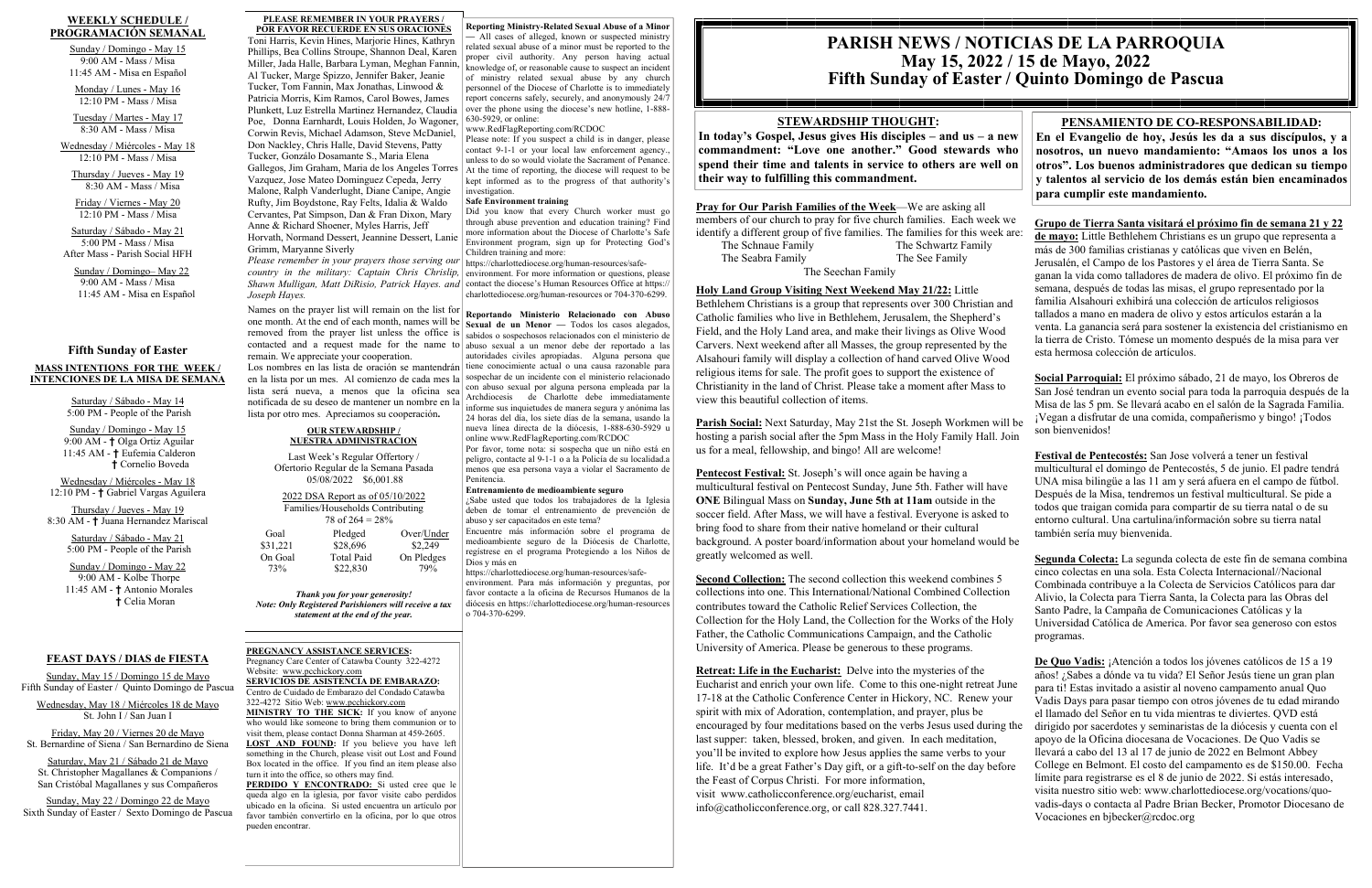## WEEKLY SCHEDULE / PROGRAMACIÓN SEMANAL

Sunday / Domingo - May 15
9:00 AM - Mass / Misa
11:45 AM - Misa en Español

Monday / Lunes - May 16
12:10 PM - Mass / Misa

Tuesday / Martes - May 17
8:30 AM - Mass / Misa

Wednesday / Miércoles - May 18
12:10 PM - Mass / Misa

Thursday / Jueves - May 19
8:30 AM - Mass / Misa

Friday / Viernes - May 20
12:10 PM - Mass / Misa

Saturday / Sábado - May 21
5:00 PM - Mass / Misa
After Mass - Parish Social HFH

Sunday / Domingo– May 22
9:00 AM - Mass / Misa
11:45 AM - Misa en Español

## Fifth Sunday of Easter

### MASS INTENTIONS FOR THE WEEK / INTENCIONES DE LA MISA DE SEMANA

Saturday / Sábado - May 14
5:00 PM - People of the Parish

Sunday / Domingo - May 15
9:00 AM - † Olga Ortiz Aguilar
11:45 AM - † Eufemia Calderon
† Cornelio Boveda

Wednesday / Miércoles - May 18
12:10 PM - † Gabriel Vargas Aguilera

Thursday / Jueves - May 19
8:30 AM - † Juana Hernandez Mariscal

Saturday / Sábado - May 21
5:00 PM - People of the Parish

Sunday / Domingo - May 22
9:00 AM - Kolbe Thorpe
11:45 AM - † Antonio Morales
† Celia Moran

## FEAST DAYS / DIAS de FIESTA

Sunday, May 15 / Domingo 15 de Mayo
Fifth Sunday of Easter / Quinto Domingo de Pascua

Wednesday, May 18 / Miércoles 18 de Mayo
St. John I / San Juan I

Friday, May 20 / Viernes 20 de Mayo
St. Bernardine of Siena / San Bernardino de Siena

Saturday, May 21 / Sábado 21 de Mayo
St. Christopher Magallanes & Companions / San Cristóbal Magallanes y sus Compañeros

Sunday, May 22 / Domingo 22 de Mayo
Sixth Sunday of Easter / Sexto Domingo de Pascua

### PLEASE REMEMBER IN YOUR PRAYERS / POR FAVOR RECUERDE EN SUS ORACIONES

Toni Harris, Kevin Hines, Marjorie Hines, Kathryn Phillips, Bea Collins Stoupe, Shannon Deal, Karen Miller, Jada Halle, Barbara Lyman, Meghan Fannin, Al Tucker, Marge Spizzo, Jennifer Baker, Jeanie Tucker, Tom Fannin, Max Jonathas, Linwood & Patricia Morris, Kim Ramos, Carol Bowes, James Plunkett, Luz Estrella Martinez Hernandez, Claudia Poe, Donna Earnhardt, Louis Holden, Jo Wagoner, Corwin Revis, Michael Adamson, Steve McDaniel, Don Nackley, Chris Halle, David Stevens, Patty Tucker, Gonzálo Dosamante S., Maria Elena Gallegos, Jim Graham, Maria de los Angeles Torres Vazquez, Jose Mateo Dominguez Cepeda, Jerry Malone, Ralph Vanderlught, Diane Canipe, Angie Rufty, Jim Boydstone, Ray Felts, Idalia & Waldo Cervantes, Pat Simpson, Dan & Fran Dixon, Mary Anne & Richard Shoener, Myles Harris, Jeff Horvath, Normand Dessert, Jeannine Dessert, Lanie Grimm, Maryanne Siverly

*Please remember in your prayers those serving our country in the military: Captain Chris Chrislip, Shawn Mulligan, Matt DiRisio, Patrick Hayes. and Joseph Hayes.*

Names on the prayer list will remain on the list for one month. At the end of each month, names will be removed from the prayer list unless the office is contacted and a request made for the name to remain. We appreciate your cooperation.

Los nombres en las lista de oración se mantendrán en la lista por un mes. Al comienzo de cada mes la lista será nueva, a menos que la oficina sea notificada de su deseo de mantener un nombre en la lista por otro mes. Apreciamos su cooperación**.**

### OUR STEWARDSHIP / NUESTRA ADMINISTRACION

Last Week's Regular Offertory / Ofertorio Regular de la Semana Pasada
05/08/2022 $6,001.88

2022 DSA Report as of 05/10/2022
Families/Households Contributing
78 of 264 = 28%

| Goal | Pledged | Over/Under |
|---|---|---|
| $31,221 | $28,696 | $2,249 |
| On Goal | Total Paid | On Pledges |
| 73% | $22,830 | 79% |

*Thank you for your generosity!*
*Note: Only Registered Parishioners will receive a tax statement at the end of the year.*

### PREGNANCY ASSISTANCE SERVICES:

Pregnancy Care Center of Catawba County 322-4272
Website: www.pcchickory.com

**SERVICIOS DE ASISTENCIA DE EMBARAZO:**
Centro de Cuidado de Embarazo del Condado Catawba 322-4272 Sitio Web: www.pcchickory.com

**MINISTRY TO THE SICK:** If you know of anyone who would like someone to bring them communion or to visit them, please contact Donna Sharman at 459-2605.

**LOST AND FOUND:** If you believe you have left something in the Church, please visit out Lost and Found Box located in the office. If you find an item please also turn it into the office, so others may find.

**PERDIDO Y ENCONTRADO:** Si usted cree que le queda algo en la iglesia, por favor visite cabo perdidos ubicado en la oficina. Si usted encuentra un artículo por favor también convertirlo en la oficina, por lo que otros pueden encontrar.

**Reporting Ministry-Related Sexual Abuse of a Minor** — All cases of alleged, known or suspected ministry related sexual abuse of a minor must be reported to the proper civil authority. Any person having actual knowledge of, or reasonable cause to suspect an incident of ministry related sexual abuse by any church personnel of the Diocese of Charlotte is to immediately report concerns safely, securely, and anonymously 24/7 over the phone using the diocese's new hotline, 1-888-630-5929, or online:
www.RedFlagReporting.com/RCDOC
Please note: If you suspect a child is in danger, please contact 9-1-1 or your local law enforcement agency., unless to do so would violate the Sacrament of Penance. At the time of reporting, the diocese will request to be kept informed as to the progress of that authority's investigation.

**Safe Environment training**
Did you know that every Church worker must go through abuse prevention and education training? Find more information about the Diocese of Charlotte's Safe Environment program, sign up for Protecting God's Children training and more:
https://charlottediocese.org/human-resources/safe-environment. For more information or questions, please contact the diocese's Human Resources Office at https://charlottediocese.org/human-resources or 704-370-6299.

**Reportando Ministerio Relacionado con Abuso Sexual de un Menor** — Todos los casos alegados, sabidos o sospechosos relacionados con el ministerio de abuso sexual a un menor debe der reportado a las autoridades civiles apropiadas. Alguna persona que tiene conocimiente actual o una causa razonable para sospechar de un incidente con el ministerio relacionado con abuso sexual por alguna persona empleada par la Archdiocesis de Charlotte debe immediatamente informe sus inquietudes de manera segura y anónima las 24 horas del día, los siete días de la semana, usando la nueva línea directa de la diócesis, 1-888-630-5929 u online www.RedFlagReporting.com/RCDOC
Por favor, tome nota: si sospecha que un niño está en peligro, contacte al 9-1-1 o a la Policía de su localidad.a menos que esa persona vaya a violar el Sacramento de Penitencia.

**Entrenamiento de medioambiente seguro**
¿Sabe usted que todos los trabajadores de la Iglesia deben de tomar el entrenamiento de prevención de abuso y ser capacitados en este tema?
Encuentre más información sobre el programa de medioambiente seguro de la Diócesis de Charlotte, regístrese en el programa Protegiendo a los Niños de Dios y más en
https://charlottediocese.org/human-resources/safe-environment. Para más información y preguntas, por favor contacte a la oficina de Recursos Humanos de la diócesis en https://charlottediocese.org/human-resources o 704-370-6299.

# PARISH NEWS / NOTICIAS DE LA PARROQUIA
# May 15, 2022 / 15 de Mayo, 2022
# Fifth Sunday of Easter / Quinto Domingo de Pascua

### STEWARDSHIP THOUGHT:

**In today's Gospel, Jesus gives His disciples – and us – a new commandment: "Love one another." Good stewards who spend their time and talents in service to others are well on their way to fulfilling this commandment.**

**Pray for Our Parish Families of the Week**—We are asking all members of our church to pray for five church families. Each week we identify a different group of five families. The families for this week are:

The Schnaue Family
The Schwartz Family
The Seabra Family
The See Family
The Seechan Family

**Holy Land Group Visiting Next Weekend May 21/22:** Little Bethlehem Christians is a group that represents over 300 Christian and Catholic families who live in Bethlehem, Jerusalem, the Shepherd's Field, and the Holy Land area, and make their livings as Olive Wood Carvers. Next weekend after all Masses, the group represented by the Alsahouri family will display a collection of hand carved Olive Wood religious items for sale. The profit goes to support the existence of Christianity in the land of Christ. Please take a moment after Mass to view this beautiful collection of items.

**Parish Social:** Next Saturday, May 21st the St. Joseph Workmen will be hosting a parish social after the 5pm Mass in the Holy Family Hall. Join us for a meal, fellowship, and bingo! All are welcome!

**Pentecost Festival:** St. Joseph's will once again be having a multicultural festival on Pentecost Sunday, June 5th. Father will have **ONE** Bilingual Mass on **Sunday, June 5th at 11am** outside in the soccer field. After Mass, we will have a festival. Everyone is asked to bring food to share from their native homeland or their cultural background. A poster board/information about your homeland would be greatly welcomed as well.

**Second Collection:** The second collection this weekend combines 5 collections into one. This International/National Combined Collection contributes toward the Catholic Relief Services Collection, the Collection for the Holy Land, the Collection for the Works of the Holy Father, the Catholic Communications Campaign, and the Catholic University of America. Please be generous to these programs.

**Retreat: Life in the Eucharist:** Delve into the mysteries of the Eucharist and enrich your own life. Come to this one-night retreat June 17-18 at the Catholic Conference Center in Hickory, NC. Renew your spirit with mix of Adoration, contemplation, and prayer, plus be encouraged by four meditations based on the verbs Jesus used during the last supper: taken, blessed, broken, and given. In each meditation, you'll be invited to explore how Jesus applies the same verbs to your life. It'd be a great Father's Day gift, or a gift-to-self on the day before the Feast of Corpus Christi. For more information, visit www.catholicconference.org/eucharist, email info@catholicconference.org, or call 828.327.7441.

### PENSAMIENTO DE CO-RESPONSABILIDAD:

**En el Evangelio de hoy, Jesús les da a sus discípulos, y a nosotros, un nuevo mandamiento: "Amaos los unos a los otros". Los buenos administradores que dedican su tiempo y talentos al servicio de los demás están bien encaminados para cumplir este mandamiento.**

**Grupo de Tierra Santa visitará el próximo fin de semana 21 y 22 de mayo:** Little Bethlehem Christians es un grupo que representa a más de 300 familias cristianas y católicas que viven en Belén, Jerusalén, el Campo de los Pastores y el área de Tierra Santa. Se ganan la vida como talladores de madera de olivo. El próximo fin de semana, después de todas las misas, el grupo representado por la familia Alsahouri exhibirá una colección de artículos religiosos tallados a mano en madera de olivo y estos artículos estarán a la venta. La ganancia será para sostener la existencia del cristianismo en la tierra de Cristo. Tómese un momento después de la misa para ver esta hermosa colección de artículos.

**Social Parroquial:** El próximo sábado, 21 de mayo, los Obreros de San José tendran un evento social para toda la parroquia después de la Misa de las 5 pm. Se llevará acabo en el salón de la Sagrada Familia. ¡Vegan a disfrutar de una comida, compañerismo y bingo! ¡Todos son bienvenidos!

**Festival de Pentecostés:** San Jose volverá a tener un festival multicultural el domingo de Pentecostés, 5 de junio. El padre tendrá UNA misa bilingüe a las 11 am y será afuera en el campo de fútbol. Después de la Misa, tendremos un festival multicultural. Se pide a todos que traigan comida para compartir de su tierra natal o de su entorno cultural. Una cartulina/información sobre su tierra natal también sería muy bienvenida.

**Segunda Colecta:** La segunda colecta de este fin de semana combina cinco colectas en una sola. Esta Colecta Internacional//Nacional Combinada contribuye a la Colecta de Servicios Católicos para dar Alivio, la Colecta para Tierra Santa, la Colecta para las Obras del Santo Padre, la Campaña de Comunicaciones Católicas y la Universidad Católica de America. Por favor sea generoso con estos programas.

**De Quo Vadis:** ¡Atención a todos los jóvenes católicos de 15 a 19 años! ¿Sabes a dónde va tu vida? El Señor Jesús tiene un gran plan para ti! Estas invitado a asistir al noveno campamento anual Quo Vadis Days para pasar tiempo con otros jóvenes de tu edad mirando el llamado del Señor en tu vida mientras te diviertes. QVD está dirigido por sacerdotes y seminaristas de la diócesis y cuenta con el apoyo de la Oficina diocesana de Vocaciones. De Quo Vadis se llevará a cabo del 13 al 17 de junio de 2022 en Belmont Abbey College en Belmont. El costo del campamento es de $150.00. Fecha límite para registrarse es el 8 de junio de 2022. Si estás interesado, visita nuestro sitio web: www.charlottediocese.org/vocations/quo-vadis-days o contacta al Padre Brian Becker, Promotor Diocesano de Vocaciones en bjbecker@rcdoc.org